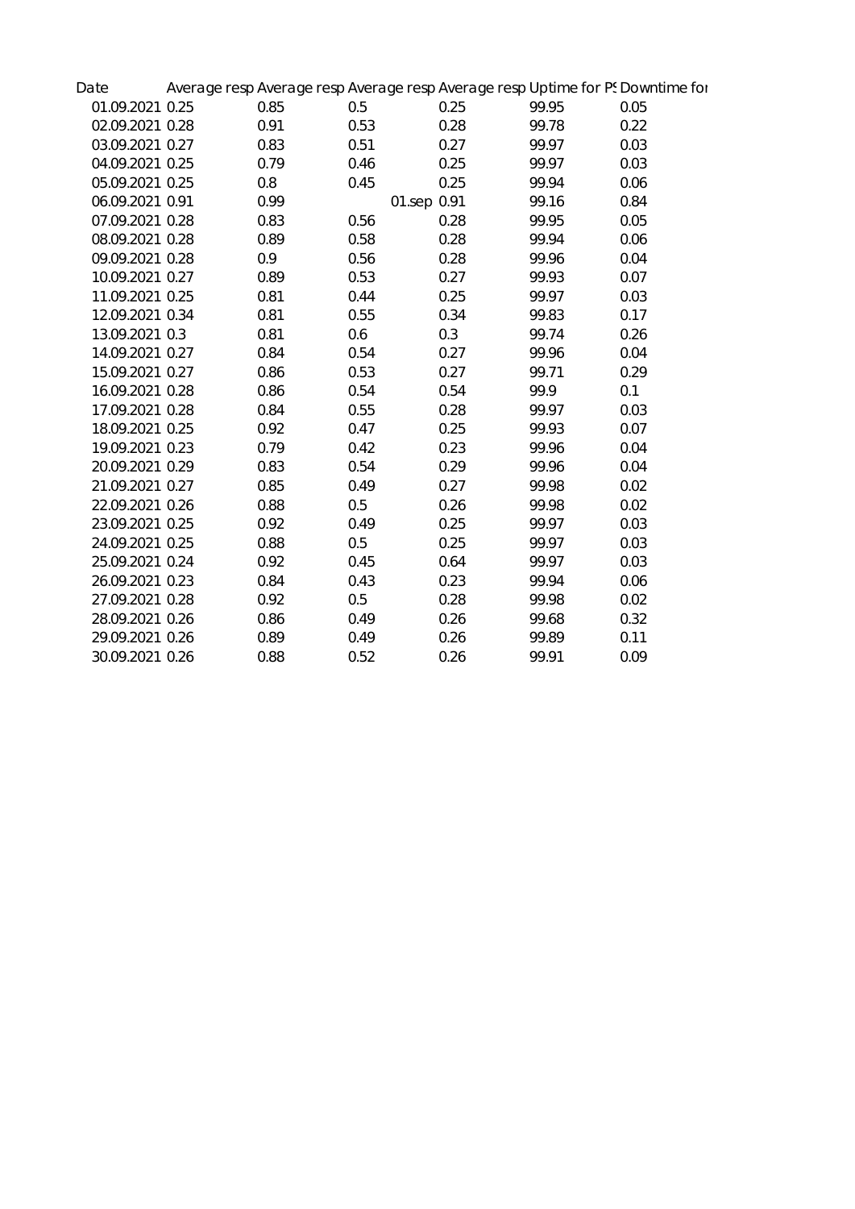| Date | Average resp | Average resp | Average resp | Average resp | Uptime for PS | Downtime for |
|---|---|---|---|---|---|---|
| 01.09.2021 | 0.25 | 0.85 | 0.5 | 0.25 | 99.95 | 0.05 |
| 02.09.2021 | 0.28 | 0.91 | 0.53 | 0.28 | 99.78 | 0.22 |
| 03.09.2021 | 0.27 | 0.83 | 0.51 | 0.27 | 99.97 | 0.03 |
| 04.09.2021 | 0.25 | 0.79 | 0.46 | 0.25 | 99.97 | 0.03 |
| 05.09.2021 | 0.25 | 0.8 | 0.45 | 0.25 | 99.94 | 0.06 |
| 06.09.2021 | 0.91 | 0.99 | 01.sep | 0.91 | 99.16 | 0.84 |
| 07.09.2021 | 0.28 | 0.83 | 0.56 | 0.28 | 99.95 | 0.05 |
| 08.09.2021 | 0.28 | 0.89 | 0.58 | 0.28 | 99.94 | 0.06 |
| 09.09.2021 | 0.28 | 0.9 | 0.56 | 0.28 | 99.96 | 0.04 |
| 10.09.2021 | 0.27 | 0.89 | 0.53 | 0.27 | 99.93 | 0.07 |
| 11.09.2021 | 0.25 | 0.81 | 0.44 | 0.25 | 99.97 | 0.03 |
| 12.09.2021 | 0.34 | 0.81 | 0.55 | 0.34 | 99.83 | 0.17 |
| 13.09.2021 | 0.3 | 0.81 | 0.6 | 0.3 | 99.74 | 0.26 |
| 14.09.2021 | 0.27 | 0.84 | 0.54 | 0.27 | 99.96 | 0.04 |
| 15.09.2021 | 0.27 | 0.86 | 0.53 | 0.27 | 99.71 | 0.29 |
| 16.09.2021 | 0.28 | 0.86 | 0.54 | 0.54 | 99.9 | 0.1 |
| 17.09.2021 | 0.28 | 0.84 | 0.55 | 0.28 | 99.97 | 0.03 |
| 18.09.2021 | 0.25 | 0.92 | 0.47 | 0.25 | 99.93 | 0.07 |
| 19.09.2021 | 0.23 | 0.79 | 0.42 | 0.23 | 99.96 | 0.04 |
| 20.09.2021 | 0.29 | 0.83 | 0.54 | 0.29 | 99.96 | 0.04 |
| 21.09.2021 | 0.27 | 0.85 | 0.49 | 0.27 | 99.98 | 0.02 |
| 22.09.2021 | 0.26 | 0.88 | 0.5 | 0.26 | 99.98 | 0.02 |
| 23.09.2021 | 0.25 | 0.92 | 0.49 | 0.25 | 99.97 | 0.03 |
| 24.09.2021 | 0.25 | 0.88 | 0.5 | 0.25 | 99.97 | 0.03 |
| 25.09.2021 | 0.24 | 0.92 | 0.45 | 0.64 | 99.97 | 0.03 |
| 26.09.2021 | 0.23 | 0.84 | 0.43 | 0.23 | 99.94 | 0.06 |
| 27.09.2021 | 0.28 | 0.92 | 0.5 | 0.28 | 99.98 | 0.02 |
| 28.09.2021 | 0.26 | 0.86 | 0.49 | 0.26 | 99.68 | 0.32 |
| 29.09.2021 | 0.26 | 0.89 | 0.49 | 0.26 | 99.89 | 0.11 |
| 30.09.2021 | 0.26 | 0.88 | 0.52 | 0.26 | 99.91 | 0.09 |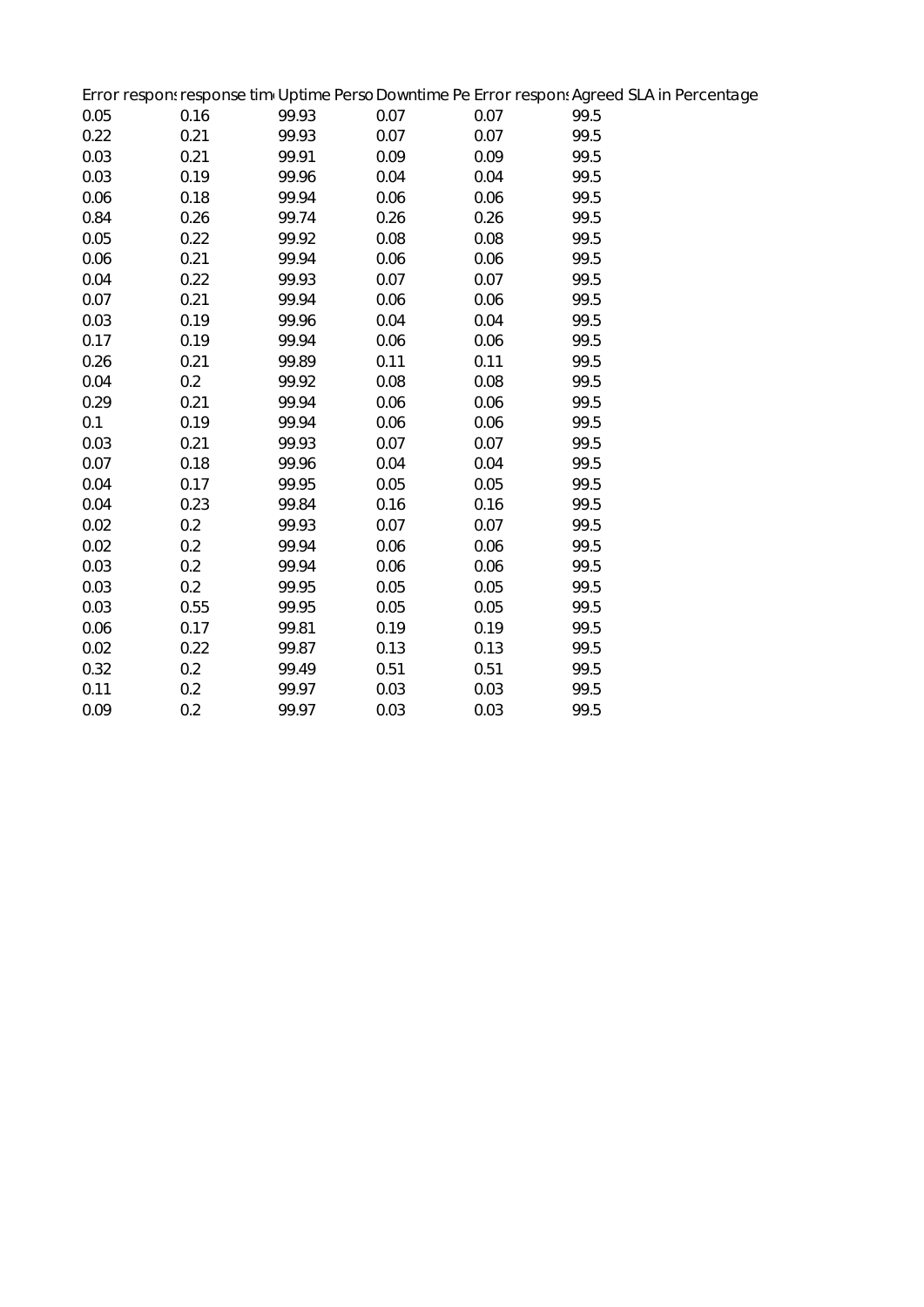| Error respons | response tim | Uptime Perso | Downtime Pe | Error respons | Agreed SLA in Percentage |
|---|---|---|---|---|---|
| 0.05 | 0.16 | 99.93 | 0.07 | 0.07 | 99.5 |
| 0.22 | 0.21 | 99.93 | 0.07 | 0.07 | 99.5 |
| 0.03 | 0.21 | 99.91 | 0.09 | 0.09 | 99.5 |
| 0.03 | 0.19 | 99.96 | 0.04 | 0.04 | 99.5 |
| 0.06 | 0.18 | 99.94 | 0.06 | 0.06 | 99.5 |
| 0.84 | 0.26 | 99.74 | 0.26 | 0.26 | 99.5 |
| 0.05 | 0.22 | 99.92 | 0.08 | 0.08 | 99.5 |
| 0.06 | 0.21 | 99.94 | 0.06 | 0.06 | 99.5 |
| 0.04 | 0.22 | 99.93 | 0.07 | 0.07 | 99.5 |
| 0.07 | 0.21 | 99.94 | 0.06 | 0.06 | 99.5 |
| 0.03 | 0.19 | 99.96 | 0.04 | 0.04 | 99.5 |
| 0.17 | 0.19 | 99.94 | 0.06 | 0.06 | 99.5 |
| 0.26 | 0.21 | 99.89 | 0.11 | 0.11 | 99.5 |
| 0.04 | 0.2 | 99.92 | 0.08 | 0.08 | 99.5 |
| 0.29 | 0.21 | 99.94 | 0.06 | 0.06 | 99.5 |
| 0.1 | 0.19 | 99.94 | 0.06 | 0.06 | 99.5 |
| 0.03 | 0.21 | 99.93 | 0.07 | 0.07 | 99.5 |
| 0.07 | 0.18 | 99.96 | 0.04 | 0.04 | 99.5 |
| 0.04 | 0.17 | 99.95 | 0.05 | 0.05 | 99.5 |
| 0.04 | 0.23 | 99.84 | 0.16 | 0.16 | 99.5 |
| 0.02 | 0.2 | 99.93 | 0.07 | 0.07 | 99.5 |
| 0.02 | 0.2 | 99.94 | 0.06 | 0.06 | 99.5 |
| 0.03 | 0.2 | 99.94 | 0.06 | 0.06 | 99.5 |
| 0.03 | 0.2 | 99.95 | 0.05 | 0.05 | 99.5 |
| 0.03 | 0.55 | 99.95 | 0.05 | 0.05 | 99.5 |
| 0.06 | 0.17 | 99.81 | 0.19 | 0.19 | 99.5 |
| 0.02 | 0.22 | 99.87 | 0.13 | 0.13 | 99.5 |
| 0.32 | 0.2 | 99.49 | 0.51 | 0.51 | 99.5 |
| 0.11 | 0.2 | 99.97 | 0.03 | 0.03 | 99.5 |
| 0.09 | 0.2 | 99.97 | 0.03 | 0.03 | 99.5 |